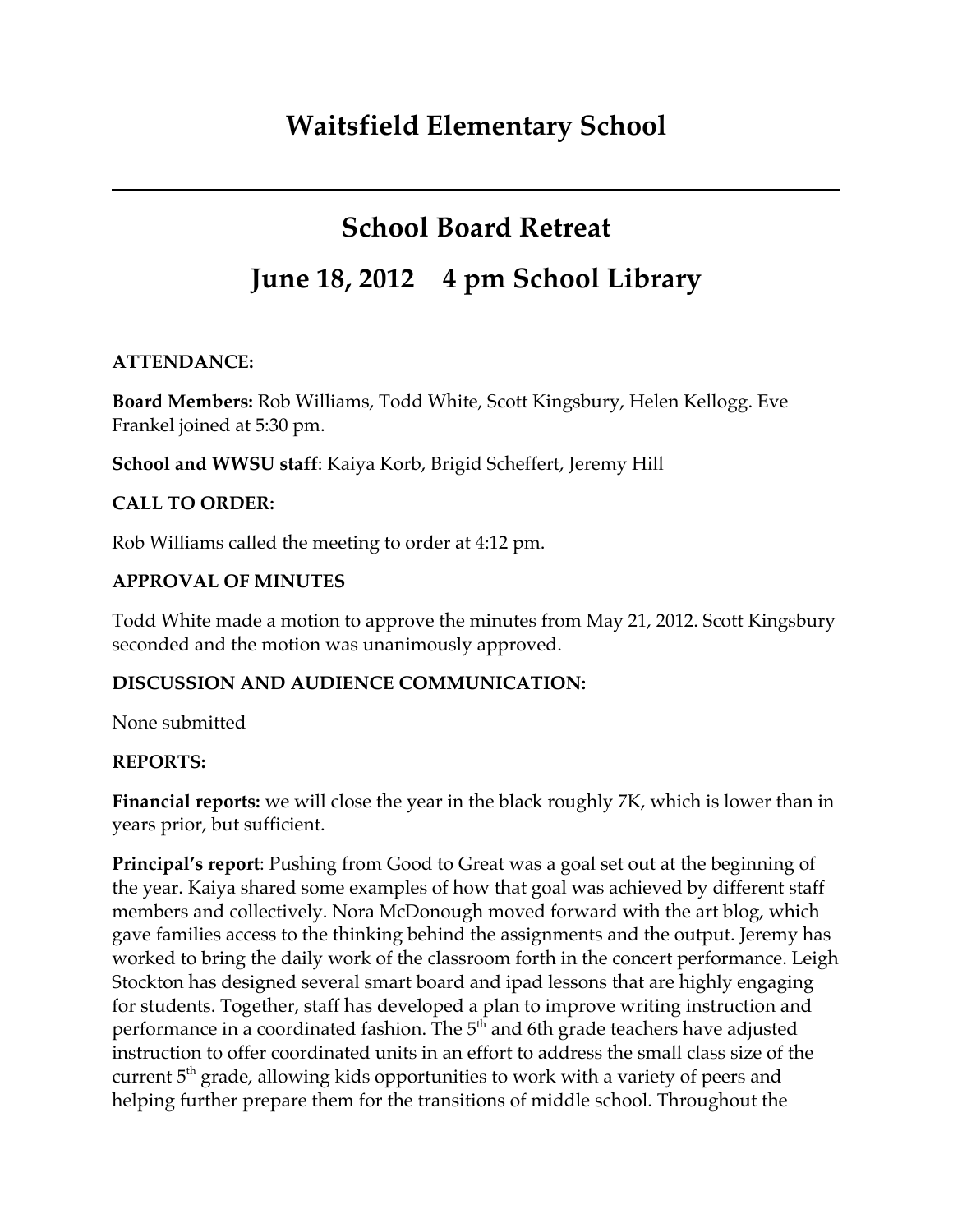# Waitsfield Elementary School

---

## School Board Retreat

## June 18, 2012    4 pm School Library

**ATTENDANCE:**

**Board Members:** Rob Williams, Todd White, Scott Kingsbury, Helen Kellogg. Eve Frankel joined at 5:30 pm.

**School and WWSU staff**: Kaiya Korb, Brigid Scheffert, Jeremy Hill

**CALL TO ORDER:**

Rob Williams called the meeting to order at 4:12 pm.

**APPROVAL OF MINUTES**

Todd White made a motion to approve the minutes from May 21, 2012. Scott Kingsbury seconded and the motion was unanimously approved.

**DISCUSSION AND AUDIENCE COMMUNICATION:**

None submitted

**REPORTS:**

**Financial reports:** we will close the year in the black roughly 7K, which is lower than in years prior, but sufficient.

**Principal's report**: Pushing from Good to Great was a goal set out at the beginning of the year. Kaiya shared some examples of how that goal was achieved by different staff members and collectively. Nora McDonough moved forward with the art blog, which gave families access to the thinking behind the assignments and the output. Jeremy has worked to bring the daily work of the classroom forth in the concert performance. Leigh Stockton has designed several smart board and ipad lessons that are highly engaging for students. Together, staff has developed a plan to improve writing instruction and performance in a coordinated fashion. The 5th and 6th grade teachers have adjusted instruction to offer coordinated units in an effort to address the small class size of the current 5th grade, allowing kids opportunities to work with a variety of peers and helping further prepare them for the transitions of middle school. Throughout the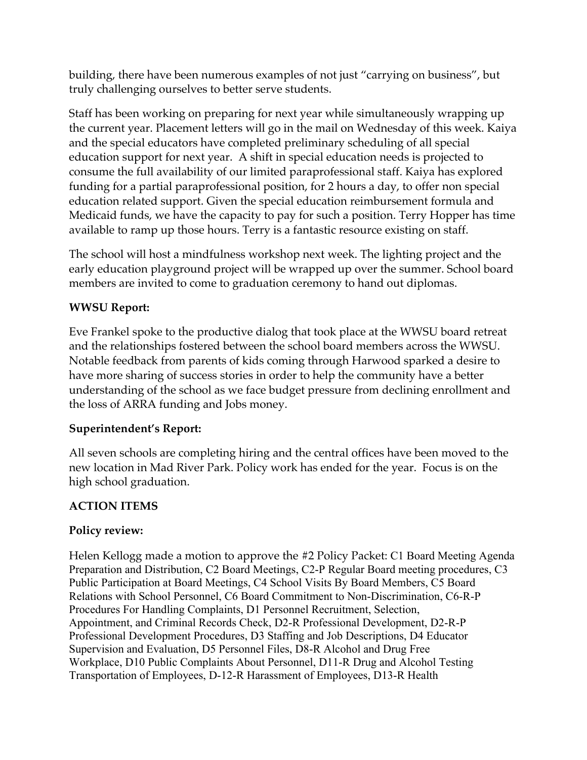building, there have been numerous examples of not just "carrying on business", but truly challenging ourselves to better serve students.

Staff has been working on preparing for next year while simultaneously wrapping up the current year. Placement letters will go in the mail on Wednesday of this week. Kaiya and the special educators have completed preliminary scheduling of all special education support for next year. A shift in special education needs is projected to consume the full availability of our limited paraprofessional staff. Kaiya has explored funding for a partial paraprofessional position, for 2 hours a day, to offer non special education related support. Given the special education reimbursement formula and Medicaid funds, we have the capacity to pay for such a position. Terry Hopper has time available to ramp up those hours. Terry is a fantastic resource existing on staff.

The school will host a mindfulness workshop next week. The lighting project and the early education playground project will be wrapped up over the summer. School board members are invited to come to graduation ceremony to hand out diplomas.

**WWSU Report:**

Eve Frankel spoke to the productive dialog that took place at the WWSU board retreat and the relationships fostered between the school board members across the WWSU. Notable feedback from parents of kids coming through Harwood sparked a desire to have more sharing of success stories in order to help the community have a better understanding of the school as we face budget pressure from declining enrollment and the loss of ARRA funding and Jobs money.

**Superintendent's Report:**

All seven schools are completing hiring and the central offices have been moved to the new location in Mad River Park. Policy work has ended for the year. Focus is on the high school graduation.

**ACTION ITEMS**

**Policy review:**

Helen Kellogg made a motion to approve the #2 Policy Packet: C1 Board Meeting Agenda Preparation and Distribution, C2 Board Meetings, C2-P Regular Board meeting procedures, C3 Public Participation at Board Meetings, C4 School Visits By Board Members, C5 Board Relations with School Personnel, C6 Board Commitment to Non-Discrimination, C6-R-P Procedures For Handling Complaints, D1 Personnel Recruitment, Selection, Appointment, and Criminal Records Check, D2-R Professional Development, D2-R-P Professional Development Procedures, D3 Staffing and Job Descriptions, D4 Educator Supervision and Evaluation, D5 Personnel Files, D8-R Alcohol and Drug Free Workplace, D10 Public Complaints About Personnel, D11-R Drug and Alcohol Testing Transportation of Employees, D-12-R Harassment of Employees, D13-R Health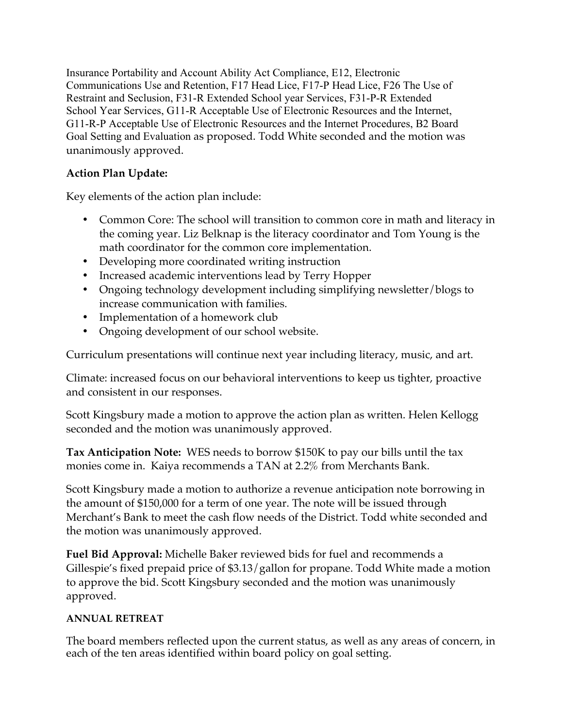Insurance Portability and Account Ability Act Compliance, E12, Electronic Communications Use and Retention, F17 Head Lice, F17-P Head Lice, F26 The Use of Restraint and Seclusion, F31-R Extended School year Services, F31-P-R Extended School Year Services, G11-R Acceptable Use of Electronic Resources and the Internet, G11-R-P Acceptable Use of Electronic Resources and the Internet Procedures, B2 Board Goal Setting and Evaluation as proposed. Todd White seconded and the motion was unanimously approved.

**Action Plan Update:**

Key elements of the action plan include:

- Common Core: The school will transition to common core in math and literacy in the coming year. Liz Belknap is the literacy coordinator and Tom Young is the math coordinator for the common core implementation.
- Developing more coordinated writing instruction
- Increased academic interventions lead by Terry Hopper
- Ongoing technology development including simplifying newsletter/blogs to increase communication with families.
- Implementation of a homework club
- Ongoing development of our school website.

Curriculum presentations will continue next year including literacy, music, and art.

Climate: increased focus on our behavioral interventions to keep us tighter, proactive and consistent in our responses.

Scott Kingsbury made a motion to approve the action plan as written. Helen Kellogg seconded and the motion was unanimously approved.

**Tax Anticipation Note:** WES needs to borrow $150K to pay our bills until the tax monies come in. Kaiya recommends a TAN at 2.2% from Merchants Bank.

Scott Kingsbury made a motion to authorize a revenue anticipation note borrowing in the amount of $150,000 for a term of one year. The note will be issued through Merchant's Bank to meet the cash flow needs of the District. Todd white seconded and the motion was unanimously approved.

**Fuel Bid Approval:** Michelle Baker reviewed bids for fuel and recommends a Gillespie's fixed prepaid price of $3.13/gallon for propane. Todd White made a motion to approve the bid. Scott Kingsbury seconded and the motion was unanimously approved.

**ANNUAL RETREAT**

The board members reflected upon the current status, as well as any areas of concern, in each of the ten areas identified within board policy on goal setting.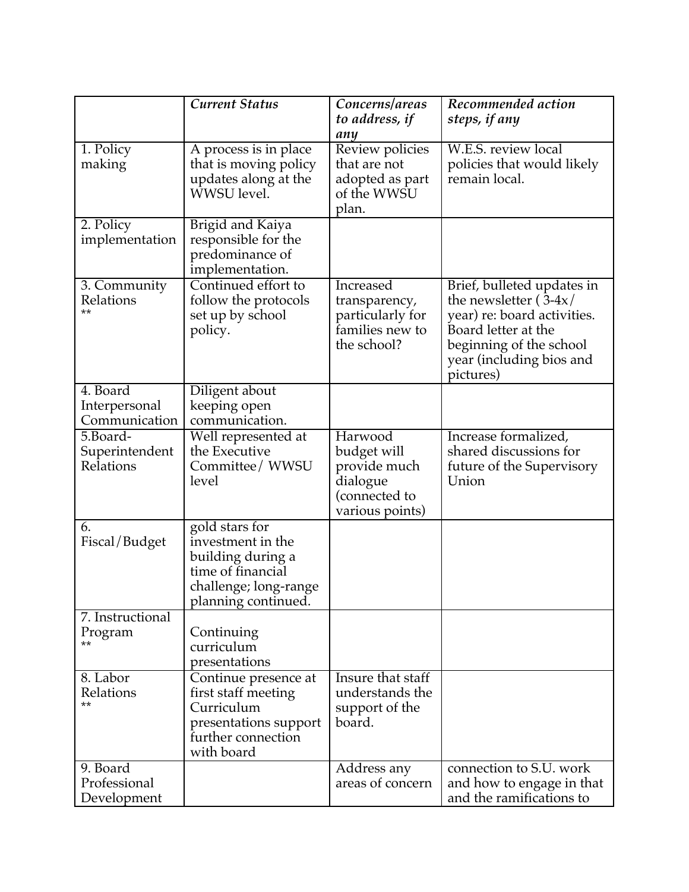| | *Current Status* | *Concerns/areas to address, if any* | *Recommended action steps, if any* |
|---|---|---|---|
| 1. Policy making | A process is in place that is moving policy updates along at the WWSU level. | Review policies that are not adopted as part of the WWSU plan. | W.E.S. review local policies that would likely remain local. |
| 2. Policy implementation | Brigid and Kaiya responsible for the predominance of implementation. | | |
| 3. Community Relations ** | Continued effort to follow the protocols set up by school policy. | Increased transparency, particularly for families new to the school? | Brief, bulleted updates in the newsletter ( 3-4x/ year) re: board activities. Board letter at the beginning of the school year (including bios and pictures) |
| 4. Board Interpersonal Communication | Diligent about keeping open communication. | | |
| 5.Board-Superintendent Relations | Well represented at the Executive Committee/ WWSU level | Harwood budget will provide much dialogue (connected to various points) | Increase formalized, shared discussions for future of the Supervisory Union |
| 6. Fiscal/Budget | gold stars for investment in the building during a time of financial challenge; long-range planning continued. | | |
| 7. Instructional Program ** | Continuing curriculum presentations | | |
| 8. Labor Relations ** | Continue presence at first staff meeting Curriculum presentations support further connection with board | Insure that staff understands the support of the board. | |
| 9. Board Professional Development | | Address any areas of concern | connection to S.U. work and how to engage in that and the ramifications to |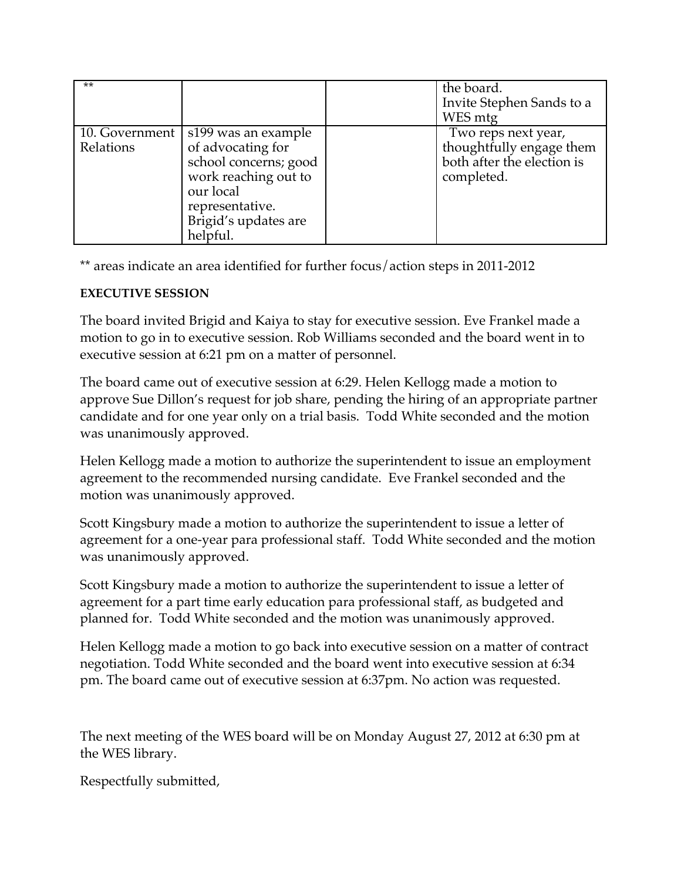| ** | | | the board.<br>Invite Stephen Sands to a WES mtg |
|---|---|---|---|
| 10. Government Relations | s199 was an example of advocating for school concerns; good work reaching out to our local representative. Brigid's updates are helpful. | | Two reps next year, thoughtfully engage them both after the election is completed. |

** areas indicate an area identified for further focus/action steps in 2011-2012

**EXECUTIVE SESSION**

The board invited Brigid and Kaiya to stay for executive session. Eve Frankel made a motion to go in to executive session. Rob Williams seconded and the board went in to executive session at 6:21 pm on a matter of personnel.

The board came out of executive session at 6:29. Helen Kellogg made a motion to approve Sue Dillon's request for job share, pending the hiring of an appropriate partner candidate and for one year only on a trial basis. Todd White seconded and the motion was unanimously approved.

Helen Kellogg made a motion to authorize the superintendent to issue an employment agreement to the recommended nursing candidate. Eve Frankel seconded and the motion was unanimously approved.

Scott Kingsbury made a motion to authorize the superintendent to issue a letter of agreement for a one-year para professional staff. Todd White seconded and the motion was unanimously approved.

Scott Kingsbury made a motion to authorize the superintendent to issue a letter of agreement for a part time early education para professional staff, as budgeted and planned for. Todd White seconded and the motion was unanimously approved.

Helen Kellogg made a motion to go back into executive session on a matter of contract negotiation. Todd White seconded and the board went into executive session at 6:34 pm. The board came out of executive session at 6:37pm. No action was requested.

The next meeting of the WES board will be on Monday August 27, 2012 at 6:30 pm at the WES library.

Respectfully submitted,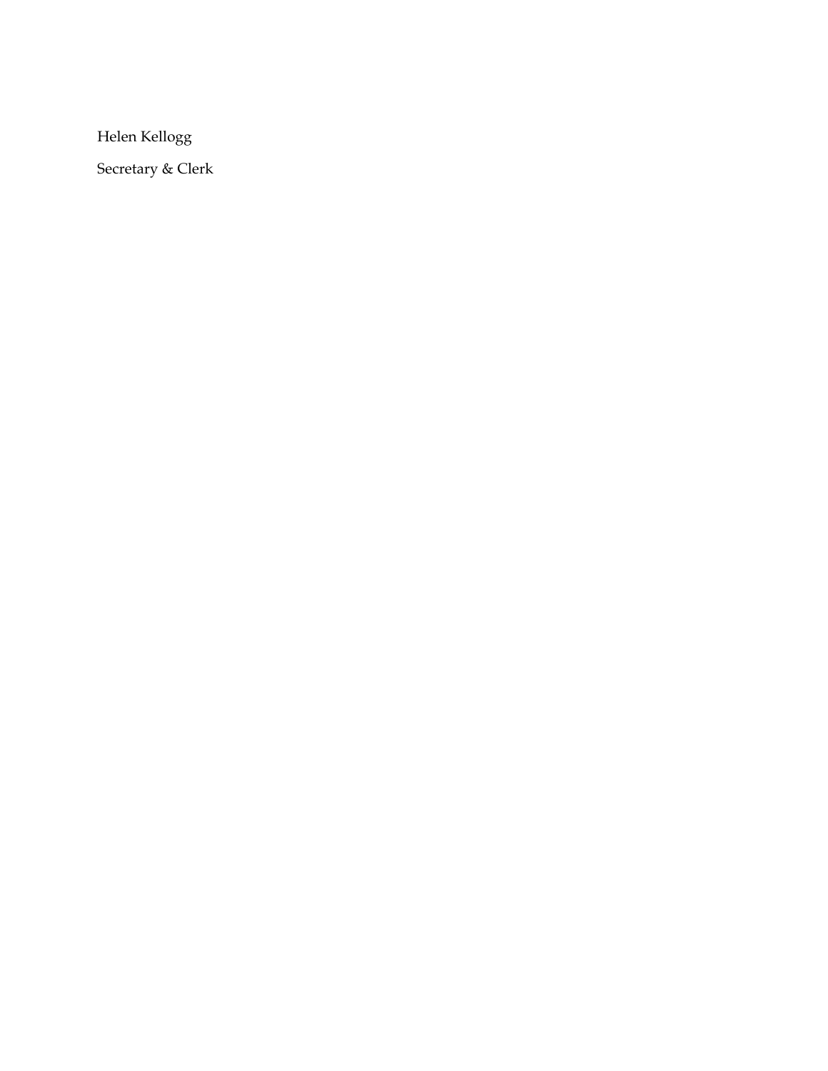Helen Kellogg

Secretary & Clerk